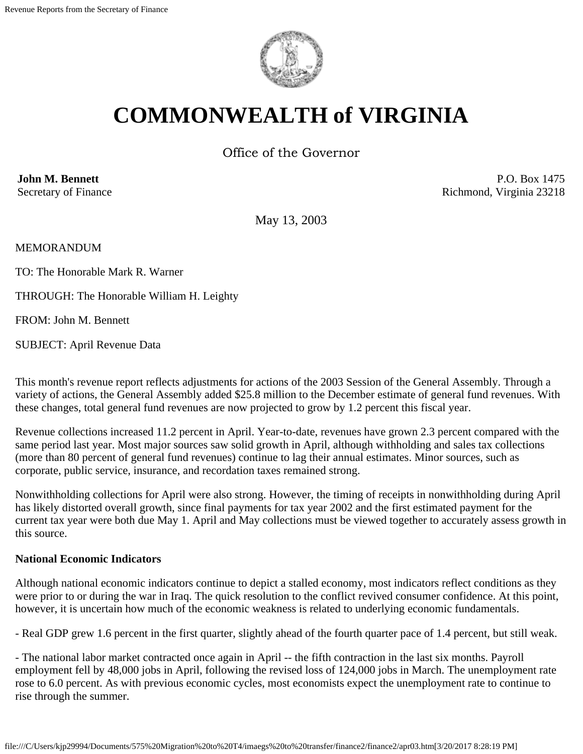# COMMONWEALTH of VIRGINIA

Office of the Governor

**John M. Bennett**
Secretary of Finance

P.O. Box 1475
Richmond, Virginia 23218

May 13, 2003

MEMORANDUM

TO: The Honorable Mark R. Warner

THROUGH: The Honorable William H. Leighty

FROM: John M. Bennett

SUBJECT: April Revenue Data

This month's revenue report reflects adjustments for actions of the 2003 Session of the General Assembly. Through a variety of actions, the General Assembly added $25.8 million to the December estimate of general fund revenues. With these changes, total general fund revenues are now projected to grow by 1.2 percent this fiscal year.

Revenue collections increased 11.2 percent in April. Year-to-date, revenues have grown 2.3 percent compared with the same period last year. Most major sources saw solid growth in April, although withholding and sales tax collections (more than 80 percent of general fund revenues) continue to lag their annual estimates. Minor sources, such as corporate, public service, insurance, and recordation taxes remained strong.

Nonwithholding collections for April were also strong. However, the timing of receipts in nonwithholding during April has likely distorted overall growth, since final payments for tax year 2002 and the first estimated payment for the current tax year were both due May 1. April and May collections must be viewed together to accurately assess growth in this source.

**National Economic Indicators**

Although national economic indicators continue to depict a stalled economy, most indicators reflect conditions as they were prior to or during the war in Iraq. The quick resolution to the conflict revived consumer confidence. At this point, however, it is uncertain how much of the economic weakness is related to underlying economic fundamentals.

- Real GDP grew 1.6 percent in the first quarter, slightly ahead of the fourth quarter pace of 1.4 percent, but still weak.

- The national labor market contracted once again in April -- the fifth contraction in the last six months. Payroll employment fell by 48,000 jobs in April, following the revised loss of 124,000 jobs in March. The unemployment rate rose to 6.0 percent. As with previous economic cycles, most economists expect the unemployment rate to continue to rise through the summer.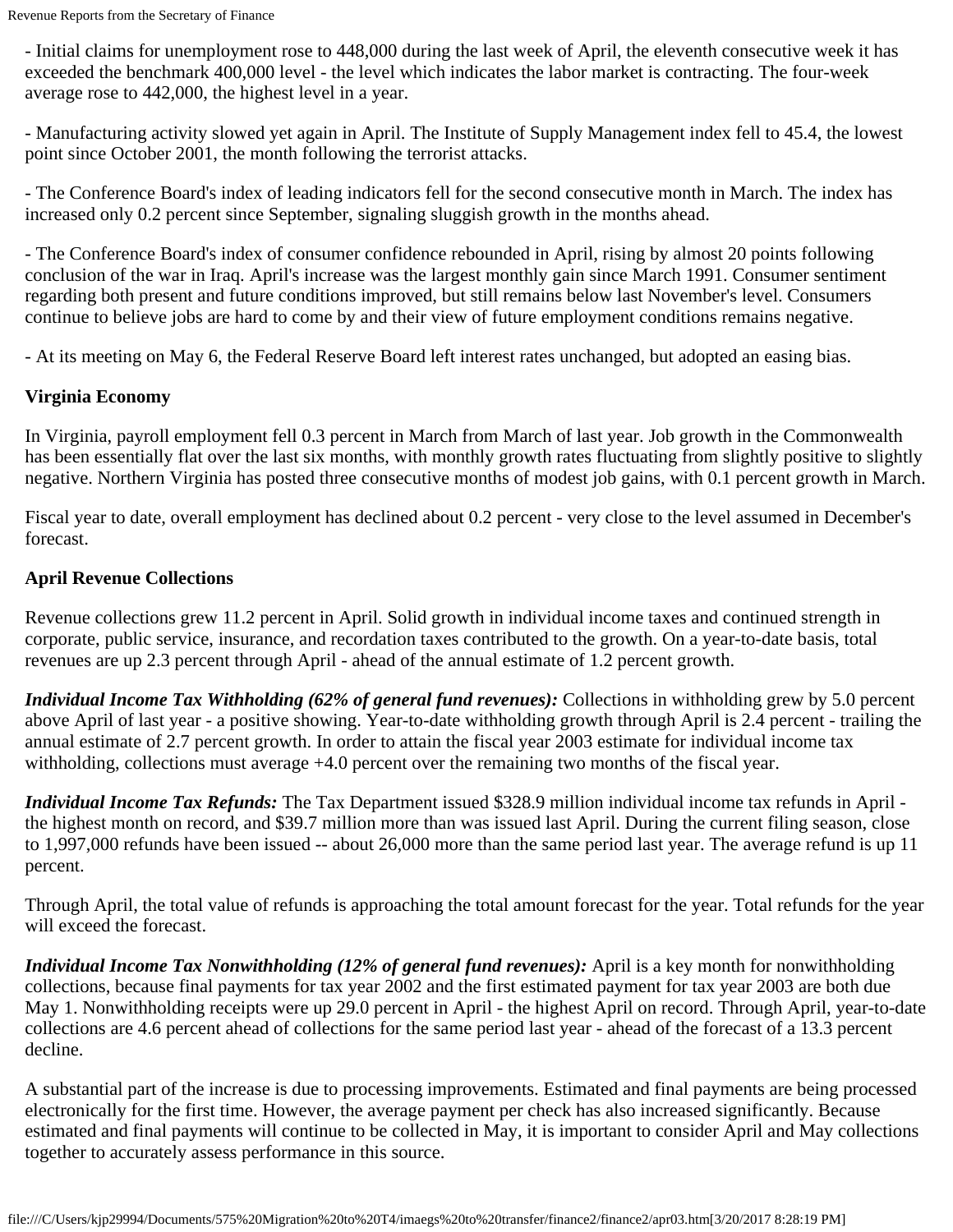- Initial claims for unemployment rose to 448,000 during the last week of April, the eleventh consecutive week it has exceeded the benchmark 400,000 level - the level which indicates the labor market is contracting. The four-week average rose to 442,000, the highest level in a year.

- Manufacturing activity slowed yet again in April. The Institute of Supply Management index fell to 45.4, the lowest point since October 2001, the month following the terrorist attacks.

- The Conference Board's index of leading indicators fell for the second consecutive month in March. The index has increased only 0.2 percent since September, signaling sluggish growth in the months ahead.

- The Conference Board's index of consumer confidence rebounded in April, rising by almost 20 points following conclusion of the war in Iraq. April's increase was the largest monthly gain since March 1991. Consumer sentiment regarding both present and future conditions improved, but still remains below last November's level. Consumers continue to believe jobs are hard to come by and their view of future employment conditions remains negative.

- At its meeting on May 6, the Federal Reserve Board left interest rates unchanged, but adopted an easing bias.

**Virginia Economy**

In Virginia, payroll employment fell 0.3 percent in March from March of last year. Job growth in the Commonwealth has been essentially flat over the last six months, with monthly growth rates fluctuating from slightly positive to slightly negative. Northern Virginia has posted three consecutive months of modest job gains, with 0.1 percent growth in March.

Fiscal year to date, overall employment has declined about 0.2 percent - very close to the level assumed in December's forecast.

**April Revenue Collections**

Revenue collections grew 11.2 percent in April. Solid growth in individual income taxes and continued strength in corporate, public service, insurance, and recordation taxes contributed to the growth. On a year-to-date basis, total revenues are up 2.3 percent through April - ahead of the annual estimate of 1.2 percent growth.

***Individual Income Tax Withholding (62% of general fund revenues):*** Collections in withholding grew by 5.0 percent above April of last year - a positive showing. Year-to-date withholding growth through April is 2.4 percent - trailing the annual estimate of 2.7 percent growth. In order to attain the fiscal year 2003 estimate for individual income tax withholding, collections must average +4.0 percent over the remaining two months of the fiscal year.

***Individual Income Tax Refunds:*** The Tax Department issued $328.9 million individual income tax refunds in April - the highest month on record, and $39.7 million more than was issued last April. During the current filing season, close to 1,997,000 refunds have been issued -- about 26,000 more than the same period last year. The average refund is up 11 percent.

Through April, the total value of refunds is approaching the total amount forecast for the year. Total refunds for the year will exceed the forecast.

***Individual Income Tax Nonwithholding (12% of general fund revenues):*** April is a key month for nonwithholding collections, because final payments for tax year 2002 and the first estimated payment for tax year 2003 are both due May 1. Nonwithholding receipts were up 29.0 percent in April - the highest April on record. Through April, year-to-date collections are 4.6 percent ahead of collections for the same period last year - ahead of the forecast of a 13.3 percent decline.

A substantial part of the increase is due to processing improvements. Estimated and final payments are being processed electronically for the first time. However, the average payment per check has also increased significantly. Because estimated and final payments will continue to be collected in May, it is important to consider April and May collections together to accurately assess performance in this source.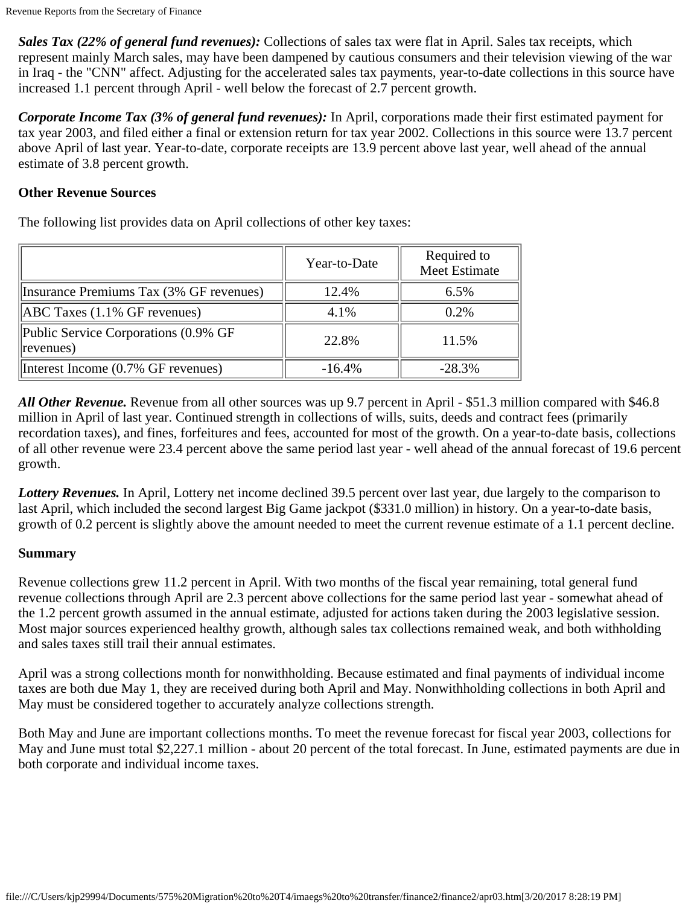***Sales Tax (22% of general fund revenues):*** Collections of sales tax were flat in April. Sales tax receipts, which represent mainly March sales, may have been dampened by cautious consumers and their television viewing of the war in Iraq - the "CNN" affect. Adjusting for the accelerated sales tax payments, year-to-date collections in this source have increased 1.1 percent through April - well below the forecast of 2.7 percent growth.

***Corporate Income Tax (3% of general fund revenues):*** In April, corporations made their first estimated payment for tax year 2003, and filed either a final or extension return for tax year 2002. Collections in this source were 13.7 percent above April of last year. Year-to-date, corporate receipts are 13.9 percent above last year, well ahead of the annual estimate of 3.8 percent growth.

**Other Revenue Sources**

The following list provides data on April collections of other key taxes:

| | Year-to-Date | Required to Meet Estimate |
|---|---|---|
| Insurance Premiums Tax (3% GF revenues) | 12.4% | 6.5% |
| ABC Taxes (1.1% GF revenues) | 4.1% | 0.2% |
| Public Service Corporations (0.9% GF revenues) | 22.8% | 11.5% |
| Interest Income (0.7% GF revenues) | -16.4% | -28.3% |

***All Other Revenue.*** Revenue from all other sources was up 9.7 percent in April - $51.3 million compared with $46.8 million in April of last year. Continued strength in collections of wills, suits, deeds and contract fees (primarily recordation taxes), and fines, forfeitures and fees, accounted for most of the growth. On a year-to-date basis, collections of all other revenue were 23.4 percent above the same period last year - well ahead of the annual forecast of 19.6 percent growth.

***Lottery Revenues.*** In April, Lottery net income declined 39.5 percent over last year, due largely to the comparison to last April, which included the second largest Big Game jackpot ($331.0 million) in history. On a year-to-date basis, growth of 0.2 percent is slightly above the amount needed to meet the current revenue estimate of a 1.1 percent decline.

**Summary**

Revenue collections grew 11.2 percent in April. With two months of the fiscal year remaining, total general fund revenue collections through April are 2.3 percent above collections for the same period last year - somewhat ahead of the 1.2 percent growth assumed in the annual estimate, adjusted for actions taken during the 2003 legislative session. Most major sources experienced healthy growth, although sales tax collections remained weak, and both withholding and sales taxes still trail their annual estimates.

April was a strong collections month for nonwithholding. Because estimated and final payments of individual income taxes are both due May 1, they are received during both April and May. Nonwithholding collections in both April and May must be considered together to accurately analyze collections strength.

Both May and June are important collections months. To meet the revenue forecast for fiscal year 2003, collections for May and June must total $2,227.1 million - about 20 percent of the total forecast. In June, estimated payments are due in both corporate and individual income taxes.